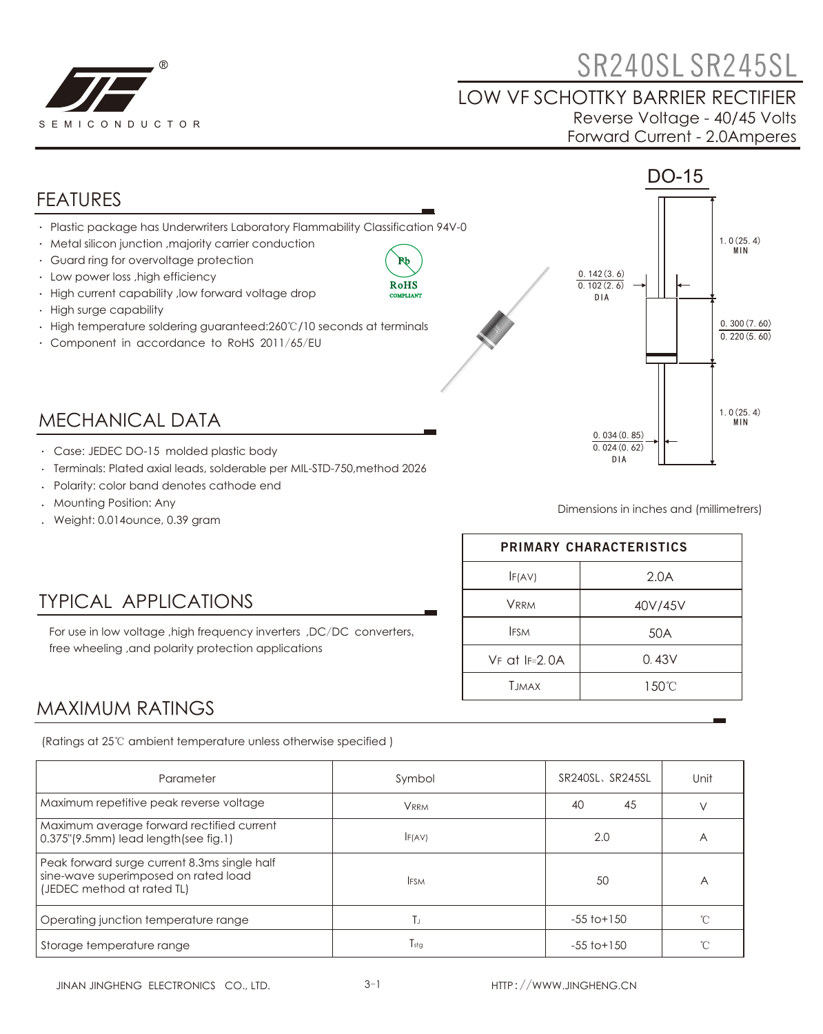# SR240SL SR245SL

## LOW VF SCHOTTKY BARRIER RECTIFIER

Reverse Voltage - 40/45 Volts

Forward Current - 2.0Amperes

## FEATURES

- Plastic package has Underwriters Laboratory Flammability Classification 94V-0
- Metal silicon junction ,majority carrier conduction
- Guard ring for overvoltage protection
- Low power loss ,high efficiency
- High current capability ,low forward voltage drop
- High surge capability
- High temperature soldering guaranteed:260℃/10 seconds at terminals
- Component in accordance to RoHS 2011/65/EU

RoHS COMPLIANT

DO-15

1.0(25.4) MIN

0.142(3.6)
0.102(2.6)
DIA

0.300(7.60)
0.220(5.60)

1.0(25.4) MIN

0.034(0.85)
0.024(0.62)
DIA

Dimensions in inches and (millimetres)

## MECHANICAL DATA

- Case: JEDEC DO-15 molded plastic body
- Terminals: Plated axial leads, solderable per MIL-STD-750,method 2026
- Polarity: color band denotes cathode end
- Mounting Position: Any
- Weight: 0.014ounce, 0.39 gram

| PRIMARY CHARACTERISTICS | |
|---|---|
| $I_{F(AV)}$ | 2.0A |
| $V_{RRM}$ | 40V/45V |
| $I_{FSM}$ | 50A |
| $V_F$ at $I_F$=2.0A | 0.43V |
| $T_{JMAX}$ | 150℃ |

## TYPICAL APPLICATIONS

For use in low voltage ,high frequency inverters ,DC/DC converters, free wheeling ,and polarity protection applications

## MAXIMUM RATINGS

(Ratings at 25℃ ambient temperature unless otherwise specified )

| Parameter | Symbol | SR240SL、SR245SL | | Unit |
|---|---|---|---|---|
| Maximum repetitive peak reverse voltage | $V_{RRM}$ | 40 | 45 | V |
| Maximum average forward rectified current 0.375"(9.5mm) lead length(see fig.1) | $I_{F(AV)}$ | 2.0 | | A |
| Peak forward surge current 8.3ms single half sine-wave superimposed on rated load (JEDEC method at rated TL) | $I_{FSM}$ | 50 | | A |
| Operating junction temperature range | $T_J$ | -55 to+150 | | ℃ |
| Storage temperature range | $T_{stg}$ | -55 to+150 | | ℃ |

JINAN JINGHENG ELECTRONICS CO., LTD. HTTP://WWW.JINGHENG.CN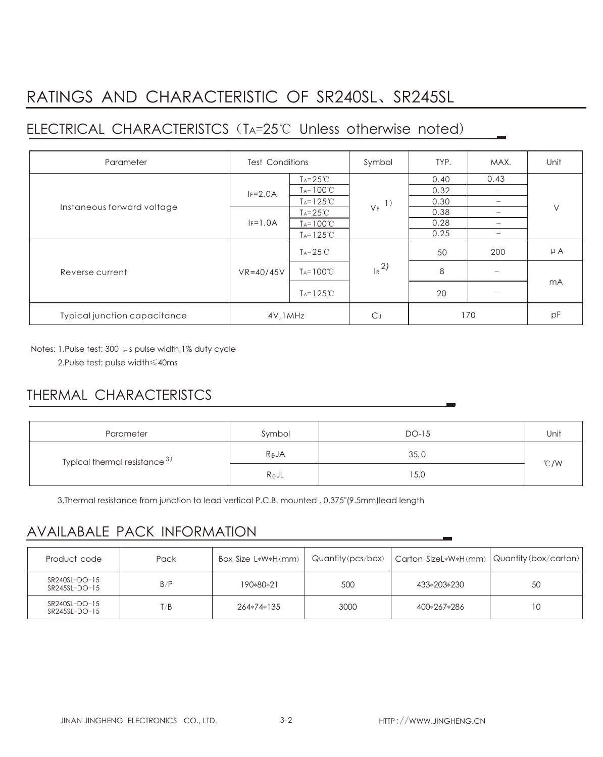# RATINGS AND CHARACTERISTIC OF SR240SL、SR245SL

## ELECTRICAL CHARACTERISTCS（$T_A$=25℃ Unless otherwise noted)

| Parameter | Test Conditions | | Symbol | TYP. | MAX. | Unit |
|---|---|---|---|---|---|---|
| Instaneous forward voltage | $I_F$=2.0A | $T_A$=25℃ | $V_F$ 1) | 0.40 | 0.43 | V |
| | | $T_A$=100℃ | | 0.32 | – | |
| | | $T_A$=125℃ | | 0.30 | – | |
| | $I_F$=1.0A | $T_A$=25℃ | | 0.38 | – | |
| | | $T_A$=100℃ | | 0.28 | – | |
| | | $T_A$=125℃ | | 0.25 | – | |
| Reverse current | VR=40/45V | $T_A$=25℃ | $I_R$ 2) | 50 | 200 | μA |
| | | $T_A$=100℃ | | 8 | – | mA |
| | | $T_A$=125℃ | | 20 | – | |
| Typical junction capacitance | 4V,1MHz | | $C_J$ | 170 | | pF |

Notes: 1.Pulse test: 300 μs pulse width,1% duty cycle

2.Pulse test: pulse width≤40ms

## THERMAL CHARACTERISTCS

| Parameter | Symbol | DO-15 | Unit |
|---|---|---|---|
| Typical thermal resistance 3) | $R_{\theta}JA$ | 35.0 | ℃/W |
| | $R_{\theta}JL$ | 15.0 | |

3.Thermal resistance from junction to lead vertical P.C.B. mounted , 0.375"(9.5mm)lead length

## AVAILABALE PACK INFORMATION

| Product code | Pack | Box Size L*W*H(mm) | Quantity(pcs/box) | Carton SizeL*W*H(mm) | Quantity(box/carton) |
|---|---|---|---|---|---|
| SR240SL–DO–15<br>SR245SL–DO–15 | B/P | 190*80*21 | 500 | 433*203*230 | 50 |
| SR240SL–DO–15<br>SR245SL–DO–15 | T/B | 264*74*135 | 3000 | 400*267*286 | 10 |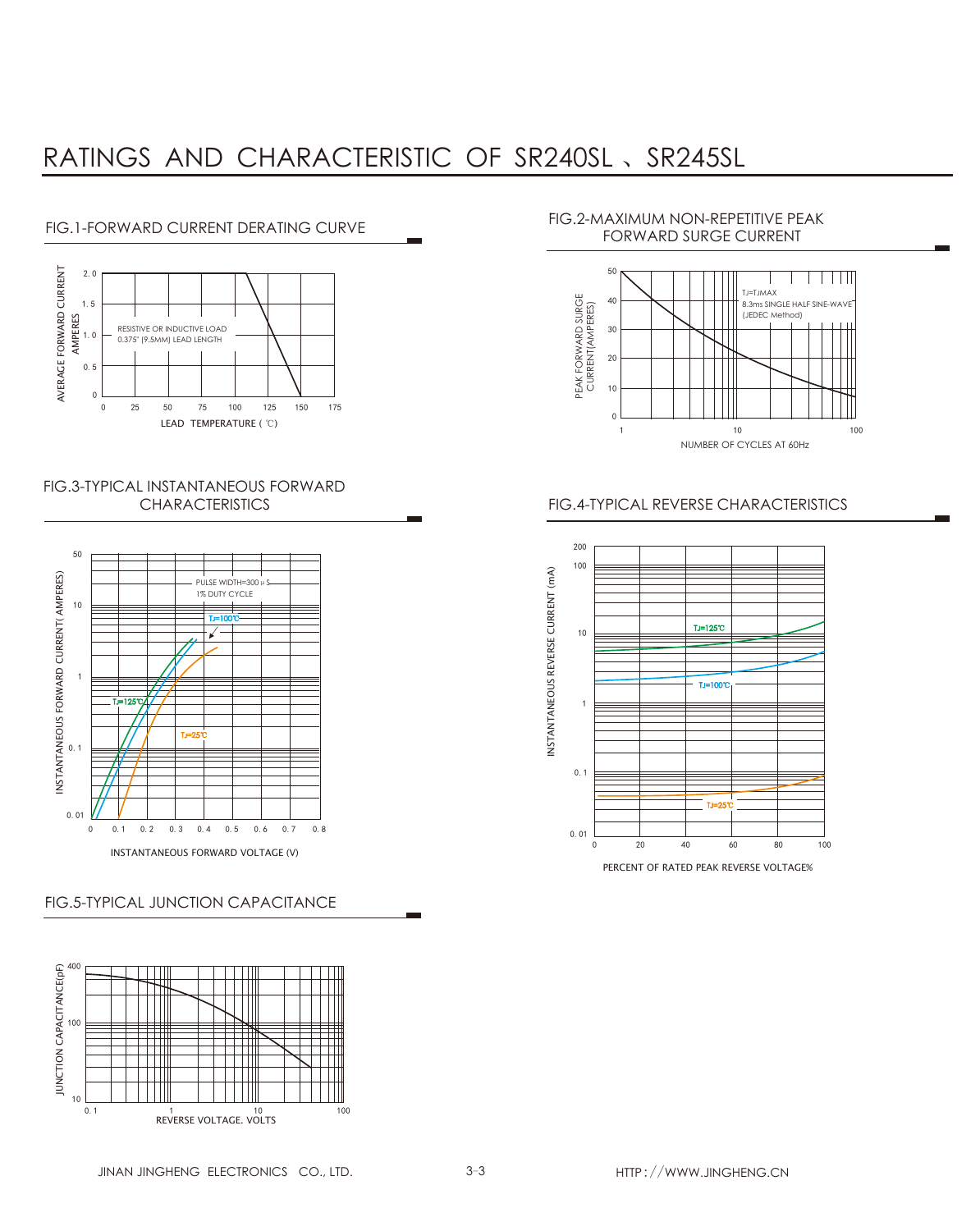# RATINGS AND CHARACTERISTIC OF SR240SL 、SR245SL

## FIG.1-FORWARD CURRENT DERATING CURVE

AVERAGE FORWARD CURRENT AMPERES

2.0
1.5
1.0
0.5
0

RESISTIVE OR INDUCTIVE LOAD
0.375" (9.5MM) LEAD LENGTH

0 25 50 75 100 125 150 175

LEAD TEMPERATURE (℃)

## FIG.2-MAXIMUM NON-REPETITIVE PEAK FORWARD SURGE CURRENT

PEAK FORWARD SURGE CURRENT(AMPERES)

50
40
30
20
10
0

TJ=TJMAX
8.3ms SINGLE HALF SINE-WAVE
(JEDEC Method)

1 10 100

NUMBER OF CYCLES AT 60Hz

## FIG.3-TYPICAL INSTANTANEOUS FORWARD CHARACTERISTICS

INSTANTANEOUS FORWARD CURRENT( AMPERES)

50
10
1
0.1
0.01

PULSE WIDTH=300 μS
1% DUTY CYCLE

TJ=100℃
TJ=125℃
TJ=25℃

0 0.1 0.2 0.3 0.4 0.5 0.6 0.7 0.8

INSTANTANEOUS FORWARD VOLTAGE (V)

## FIG.4-TYPICAL REVERSE CHARACTERISTICS

INSTANTANEOUS REVERSE CURRENT (mA)

200
100
10
1
0.1
0.01

TJ=125℃
TJ=100℃
TJ=25℃

0 20 40 60 80 100

PERCENT OF RATED PEAK REVERSE VOLTAGE%

## FIG.5-TYPICAL JUNCTION CAPACITANCE

JUNCTION CAPACITANCE(pF)

400
100
10

0.1 1 10 100

REVERSE VOLTAGE. VOLTS

JINAN JINGHENG ELECTRONICS CO., LTD.

HTTP://WWW.JINGHENG.CN